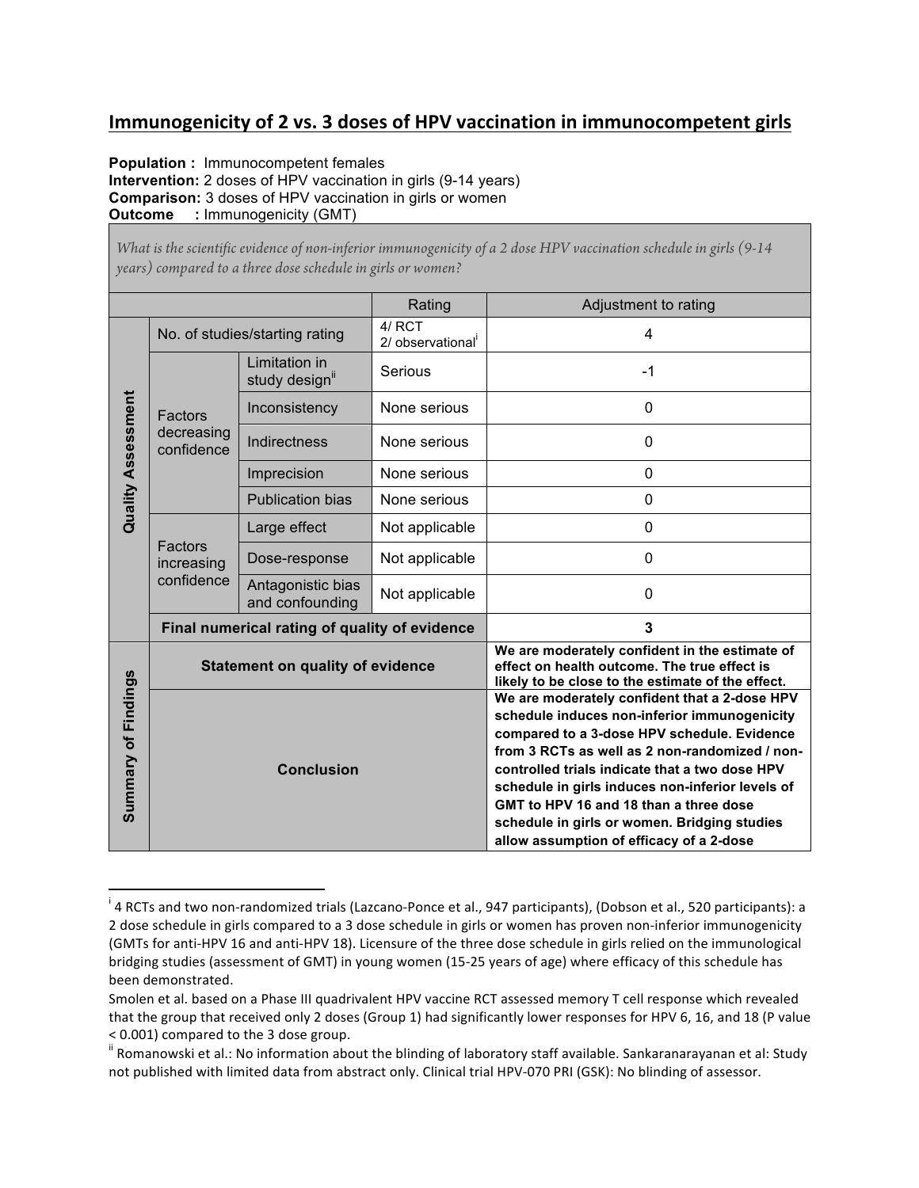## Immunogenicity of 2 vs. 3 doses of HPV vaccination in immunocompetent girls

**Population :** Immunocompetent females
**Intervention:** 2 doses of HPV vaccination in girls (9-14 years)
**Comparison:** 3 doses of HPV vaccination in girls or women
**Outcome :** Immunogenicity (GMT)

| *What is the scientific evidence of non-inferior immunogenicity of a 2 dose HPV vaccination schedule in girls (9-14 years) compared to a three dose schedule in girls or women?* | | | | |
|---|---|---|---|---|
| | | | Rating | Adjustment to rating |
| Quality Assessment | No. of studies/starting rating | | 4/ RCT<br>2/ observational[i] | 4 |
| | Factors decreasing confidence | Limitation in study design[ii] | Serious | -1 |
| | | Inconsistency | None serious | 0 |
| | | Indirectness | None serious | 0 |
| | | Imprecision | None serious | 0 |
| | | Publication bias | None serious | 0 |
| | Factors increasing confidence | Large effect | Not applicable | 0 |
| | | Dose-response | Not applicable | 0 |
| | | Antagonistic bias and confounding | Not applicable | 0 |
| | **Final numerical rating of quality of evidence** | | | **3** |
| Summary of Findings | **Statement on quality of evidence** | | | **We are moderately confident in the estimate of effect on health outcome. The true effect is likely to be close to the estimate of the effect.** |
| | **Conclusion** | | | **We are moderately confident that a 2-dose HPV schedule induces non-inferior immunogenicity compared to a 3-dose HPV schedule. Evidence from 3 RCTs as well as 2 non-randomized / non-controlled trials indicate that a two dose HPV schedule in girls induces non-inferior levels of GMT to HPV 16 and 18 than a three dose schedule in girls or women. Bridging studies allow assumption of efficacy of a 2-dose** |

[i] 4 RCTs and two non-randomized trials (Lazcano-Ponce et al., 947 participants), (Dobson et al., 520 participants): a 2 dose schedule in girls compared to a 3 dose schedule in girls or women has proven non-inferior immunogenicity (GMTs for anti-HPV 16 and anti-HPV 18). Licensure of the three dose schedule in girls relied on the immunological bridging studies (assessment of GMT) in young women (15-25 years of age) where efficacy of this schedule has been demonstrated.

Smolen et al. based on a Phase III quadrivalent HPV vaccine RCT assessed memory T cell response which revealed that the group that received only 2 doses (Group 1) had significantly lower responses for HPV 6, 16, and 18 (P value < 0.001) compared to the 3 dose group.

[ii] Romanowski et al.: No information about the blinding of laboratory staff available. Sankaranarayanan et al: Study not published with limited data from abstract only. Clinical trial HPV-070 PRI (GSK): No blinding of assessor.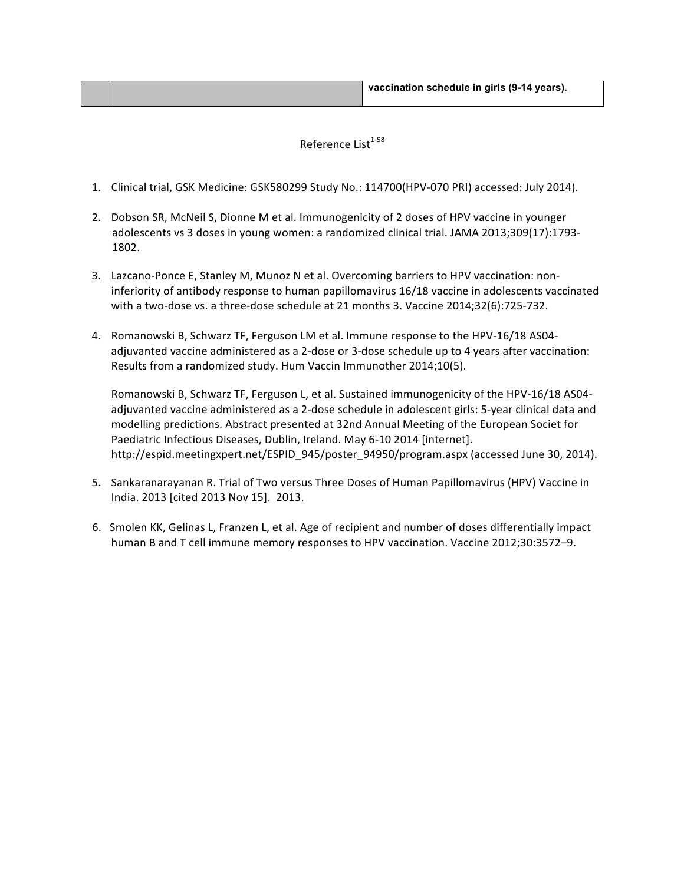| | | |
|---|---|---|
| | | **vaccination schedule in girls (9-14 years).** |

Reference List[1-58]

1. Clinical trial, GSK Medicine: GSK580299 Study No.: 114700(HPV-070 PRI) accessed: July 2014).

2. Dobson SR, McNeil S, Dionne M et al. Immunogenicity of 2 doses of HPV vaccine in younger adolescents vs 3 doses in young women: a randomized clinical trial. JAMA 2013;309(17):1793-1802.

3. Lazcano-Ponce E, Stanley M, Munoz N et al. Overcoming barriers to HPV vaccination: non-inferiority of antibody response to human papillomavirus 16/18 vaccine in adolescents vaccinated with a two-dose vs. a three-dose schedule at 21 months 3. Vaccine 2014;32(6):725-732.

4. Romanowski B, Schwarz TF, Ferguson LM et al. Immune response to the HPV-16/18 AS04-adjuvanted vaccine administered as a 2-dose or 3-dose schedule up to 4 years after vaccination: Results from a randomized study. Hum Vaccin Immunother 2014;10(5).

   Romanowski B, Schwarz TF, Ferguson L, et al. Sustained immunogenicity of the HPV-16/18 AS04-adjuvanted vaccine administered as a 2-dose schedule in adolescent girls: 5-year clinical data and modelling predictions. Abstract presented at 32nd Annual Meeting of the European Societ for Paediatric Infectious Diseases, Dublin, Ireland. May 6-10 2014 [internet]. http://espid.meetingxpert.net/ESPID_945/poster_94950/program.aspx (accessed June 30, 2014).

5. Sankaranarayanan R. Trial of Two versus Three Doses of Human Papillomavirus (HPV) Vaccine in India. 2013 [cited 2013 Nov 15]. 2013.

6. Smolen KK, Gelinas L, Franzen L, et al. Age of recipient and number of doses differentially impact human B and T cell immune memory responses to HPV vaccination. Vaccine 2012;30:3572–9.